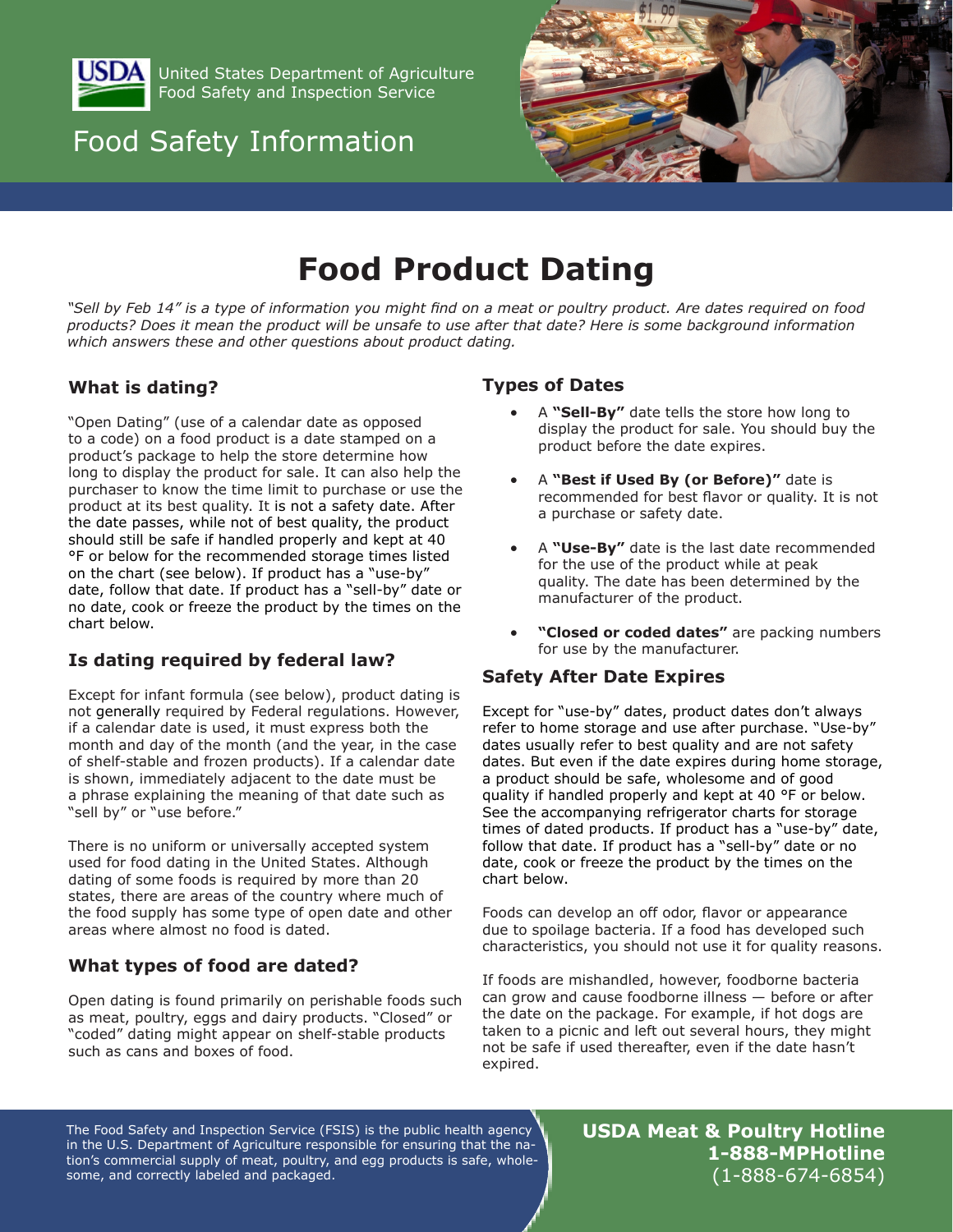United States Department of Agriculture
Food Safety and Inspection Service

Food Safety Information

# Food Product Dating

*"Sell by Feb 14" is a type of information you might find on a meat or poultry product. Are dates required on food products? Does it mean the product will be unsafe to use after that date? Here is some background information which answers these and other questions about product dating.*

## What is dating?

"Open Dating" (use of a calendar date as opposed to a code) on a food product is a date stamped on a product's package to help the store determine how long to display the product for sale. It can also help the purchaser to know the time limit to purchase or use the product at its best quality. It is not a safety date. After the date passes, while not of best quality, the product should still be safe if handled properly and kept at 40 °F or below for the recommended storage times listed on the chart (see below). If product has a "use-by" date, follow that date. If product has a "sell-by" date or no date, cook or freeze the product by the times on the chart below.

## Is dating required by federal law?

Except for infant formula (see below), product dating is not generally required by Federal regulations. However, if a calendar date is used, it must express both the month and day of the month (and the year, in the case of shelf-stable and frozen products). If a calendar date is shown, immediately adjacent to the date must be a phrase explaining the meaning of that date such as "sell by" or "use before."

There is no uniform or universally accepted system used for food dating in the United States. Although dating of some foods is required by more than 20 states, there are areas of the country where much of the food supply has some type of open date and other areas where almost no food is dated.

## What types of food are dated?

Open dating is found primarily on perishable foods such as meat, poultry, eggs and dairy products. "Closed" or "coded" dating might appear on shelf-stable products such as cans and boxes of food.

## Types of Dates

- A **"Sell-By"** date tells the store how long to display the product for sale. You should buy the product before the date expires.
- A **"Best if Used By (or Before)"** date is recommended for best flavor or quality. It is not a purchase or safety date.
- A **"Use-By"** date is the last date recommended for the use of the product while at peak quality. The date has been determined by the manufacturer of the product.
- **"Closed or coded dates"** are packing numbers for use by the manufacturer.

## Safety After Date Expires

Except for "use-by" dates, product dates don't always refer to home storage and use after purchase. "Use-by" dates usually refer to best quality and are not safety dates. But even if the date expires during home storage, a product should be safe, wholesome and of good quality if handled properly and kept at 40 °F or below. See the accompanying refrigerator charts for storage times of dated products. If product has a "use-by" date, follow that date. If product has a "sell-by" date or no date, cook or freeze the product by the times on the chart below.

Foods can develop an off odor, flavor or appearance due to spoilage bacteria. If a food has developed such characteristics, you should not use it for quality reasons.

If foods are mishandled, however, foodborne bacteria can grow and cause foodborne illness — before or after the date on the package. For example, if hot dogs are taken to a picnic and left out several hours, they might not be safe if used thereafter, even if the date hasn't expired.

The Food Safety and Inspection Service (FSIS) is the public health agency in the U.S. Department of Agriculture responsible for ensuring that the nation's commercial supply of meat, poultry, and egg products is safe, wholesome, and correctly labeled and packaged.

**USDA Meat & Poultry Hotline**
**1-888-MPHotline**
(1-888-674-6854)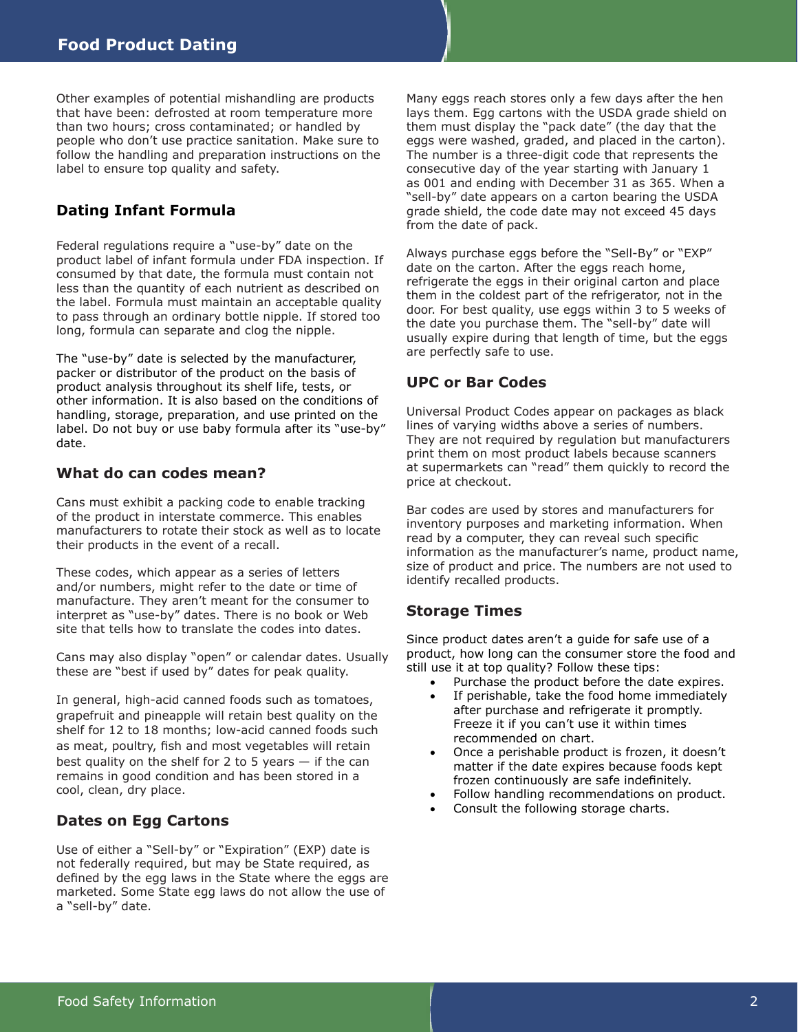Other examples of potential mishandling are products that have been: defrosted at room temperature more than two hours; cross contaminated; or handled by people who don't use practice sanitation. Make sure to follow the handling and preparation instructions on the label to ensure top quality and safety.

## Dating Infant Formula

Federal regulations require a "use-by" date on the product label of infant formula under FDA inspection. If consumed by that date, the formula must contain not less than the quantity of each nutrient as described on the label. Formula must maintain an acceptable quality to pass through an ordinary bottle nipple. If stored too long, formula can separate and clog the nipple.

The "use-by" date is selected by the manufacturer, packer or distributor of the product on the basis of product analysis throughout its shelf life, tests, or other information. It is also based on the conditions of handling, storage, preparation, and use printed on the label. Do not buy or use baby formula after its "use-by" date.

## What do can codes mean?

Cans must exhibit a packing code to enable tracking of the product in interstate commerce. This enables manufacturers to rotate their stock as well as to locate their products in the event of a recall.

These codes, which appear as a series of letters and/or numbers, might refer to the date or time of manufacture. They aren't meant for the consumer to interpret as "use-by" dates. There is no book or Web site that tells how to translate the codes into dates.

Cans may also display "open" or calendar dates. Usually these are "best if used by" dates for peak quality.

In general, high-acid canned foods such as tomatoes, grapefruit and pineapple will retain best quality on the shelf for 12 to 18 months; low-acid canned foods such as meat, poultry, fish and most vegetables will retain best quality on the shelf for 2 to 5 years — if the can remains in good condition and has been stored in a cool, clean, dry place.

## Dates on Egg Cartons

Use of either a "Sell-by" or "Expiration" (EXP) date is not federally required, but may be State required, as defined by the egg laws in the State where the eggs are marketed. Some State egg laws do not allow the use of a "sell-by" date.

Many eggs reach stores only a few days after the hen lays them. Egg cartons with the USDA grade shield on them must display the "pack date" (the day that the eggs were washed, graded, and placed in the carton). The number is a three-digit code that represents the consecutive day of the year starting with January 1 as 001 and ending with December 31 as 365. When a "sell-by" date appears on a carton bearing the USDA grade shield, the code date may not exceed 45 days from the date of pack.

Always purchase eggs before the "Sell-By" or "EXP" date on the carton. After the eggs reach home, refrigerate the eggs in their original carton and place them in the coldest part of the refrigerator, not in the door. For best quality, use eggs within 3 to 5 weeks of the date you purchase them. The "sell-by" date will usually expire during that length of time, but the eggs are perfectly safe to use.

## UPC or Bar Codes

Universal Product Codes appear on packages as black lines of varying widths above a series of numbers. They are not required by regulation but manufacturers print them on most product labels because scanners at supermarkets can "read" them quickly to record the price at checkout.

Bar codes are used by stores and manufacturers for inventory purposes and marketing information. When read by a computer, they can reveal such specific information as the manufacturer's name, product name, size of product and price. The numbers are not used to identify recalled products.

## Storage Times

Since product dates aren't a guide for safe use of a product, how long can the consumer store the food and still use it at top quality? Follow these tips:

- Purchase the product before the date expires.
- If perishable, take the food home immediately after purchase and refrigerate it promptly. Freeze it if you can't use it within times recommended on chart.
- Once a perishable product is frozen, it doesn't matter if the date expires because foods kept frozen continuously are safe indefinitely.
- Follow handling recommendations on product.
- Consult the following storage charts.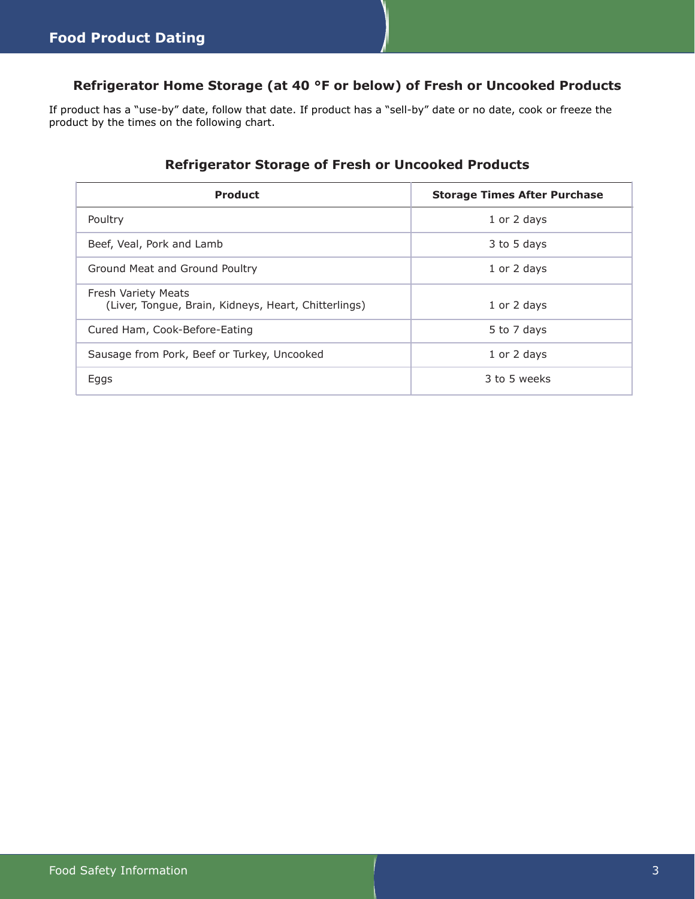## Refrigerator Home Storage (at 40 °F or below) of Fresh or Uncooked Products

If product has a "use-by" date, follow that date. If product has a "sell-by" date or no date, cook or freeze the product by the times on the following chart.

### Refrigerator Storage of Fresh or Uncooked Products

| Product | Storage Times After Purchase |
|---|---|
| Poultry | 1 or 2 days |
| Beef, Veal, Pork and Lamb | 3 to 5 days |
| Ground Meat and Ground Poultry | 1 or 2 days |
| Fresh Variety Meats (Liver, Tongue, Brain, Kidneys, Heart, Chitterlings) | 1 or 2 days |
| Cured Ham, Cook-Before-Eating | 5 to 7 days |
| Sausage from Pork, Beef or Turkey, Uncooked | 1 or 2 days |
| Eggs | 3 to 5 weeks |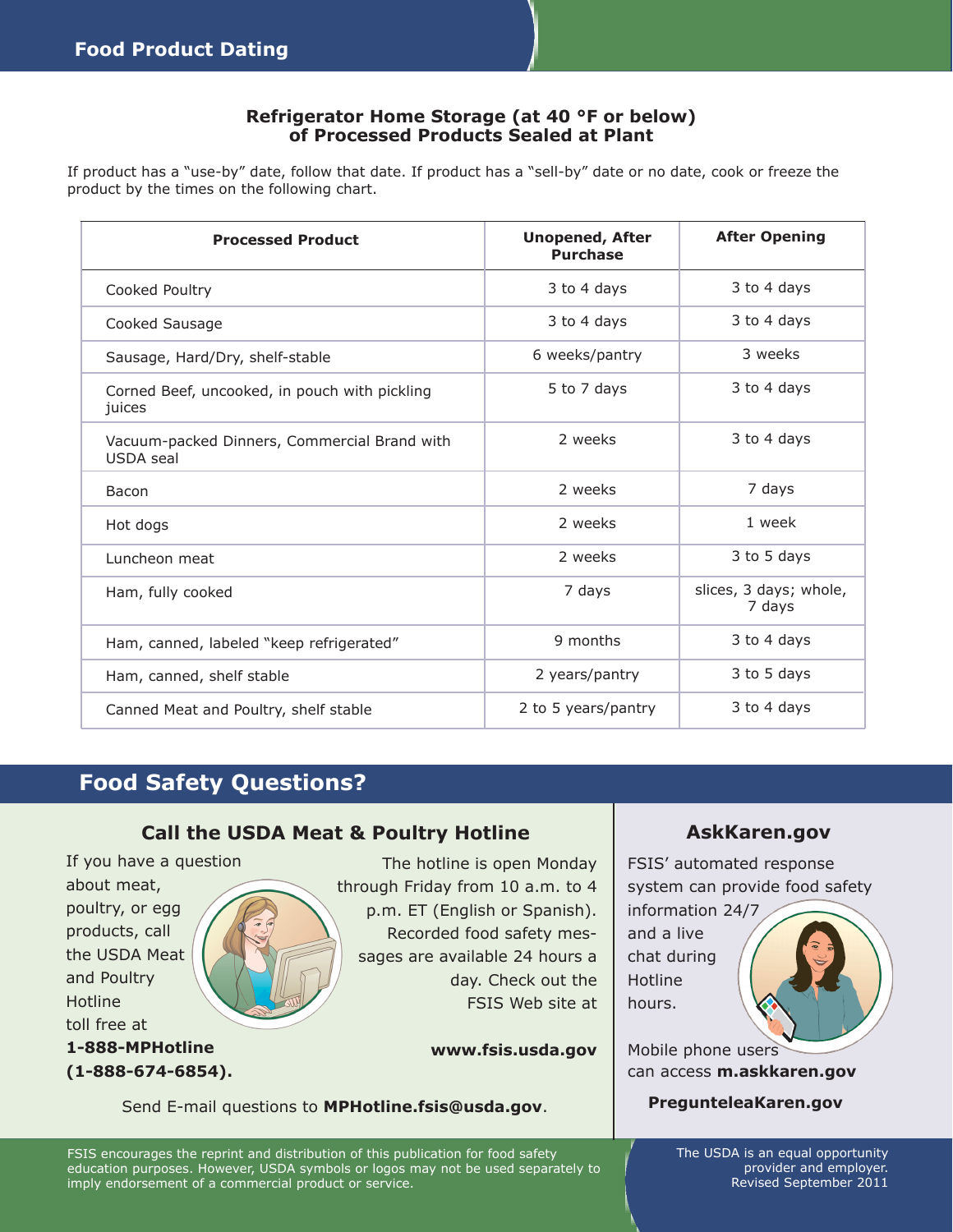## Food Product Dating

### Refrigerator Home Storage (at 40 °F or below) of Processed Products Sealed at Plant

If product has a "use-by" date, follow that date. If product has a "sell-by" date or no date, cook or freeze the product by the times on the following chart.

| Processed Product | Unopened, After Purchase | After Opening |
|---|---|---|
| Cooked Poultry | 3 to 4 days | 3 to 4 days |
| Cooked Sausage | 3 to 4 days | 3 to 4 days |
| Sausage, Hard/Dry, shelf-stable | 6 weeks/pantry | 3 weeks |
| Corned Beef, uncooked, in pouch with pickling juices | 5 to 7 days | 3 to 4 days |
| Vacuum-packed Dinners, Commercial Brand with USDA seal | 2 weeks | 3 to 4 days |
| Bacon | 2 weeks | 7 days |
| Hot dogs | 2 weeks | 1 week |
| Luncheon meat | 2 weeks | 3 to 5 days |
| Ham, fully cooked | 7 days | slices, 3 days; whole, 7 days |
| Ham, canned, labeled "keep refrigerated" | 9 months | 3 to 4 days |
| Ham, canned, shelf stable | 2 years/pantry | 3 to 5 days |
| Canned Meat and Poultry, shelf stable | 2 to 5 years/pantry | 3 to 4 days |

## Food Safety Questions?

### Call the USDA Meat & Poultry Hotline

If you have a question about meat, poultry, or egg products, call the USDA Meat and Poultry Hotline toll free at **1-888-MPHotline (1-888-674-6854).**

The hotline is open Monday through Friday from 10 a.m. to 4 p.m. ET (English or Spanish). Recorded food safety messages are available 24 hours a day. Check out the FSIS Web site at **www.fsis.usda.gov**

Send E-mail questions to **MPHotline.fsis@usda.gov**.

### AskKaren.gov

FSIS' automated response system can provide food safety information 24/7 and a live chat during Hotline hours.

Mobile phone users can access **m.askkaren.gov**

**PregunteleaKaren.gov**

FSIS encourages the reprint and distribution of this publication for food safety education purposes. However, USDA symbols or logos may not be used separately to imply endorsement of a commercial product or service.

The USDA is an equal opportunity provider and employer.
Revised September 2011